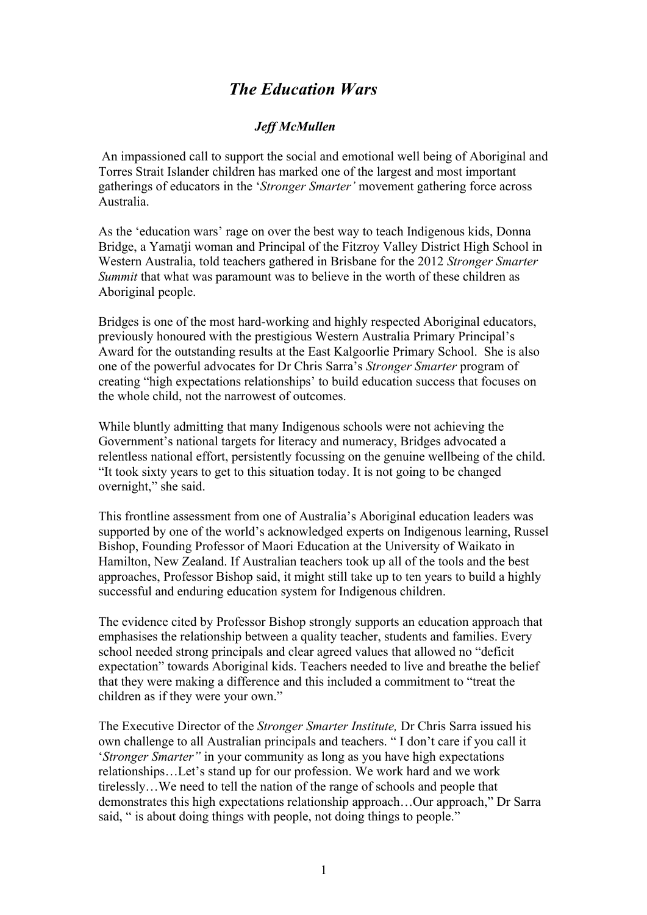# *The Education Wars*

***Jeff McMullen***

An impassioned call to support the social and emotional well being of Aboriginal and Torres Strait Islander children has marked one of the largest and most important gatherings of educators in the '*Stronger Smarter'* movement gathering force across Australia.

As the 'education wars' rage on over the best way to teach Indigenous kids, Donna Bridge, a Yamatji woman and Principal of the Fitzroy Valley District High School in Western Australia, told teachers gathered in Brisbane for the 2012 *Stronger Smarter Summit* that what was paramount was to believe in the worth of these children as Aboriginal people.

Bridges is one of the most hard-working and highly respected Aboriginal educators, previously honoured with the prestigious Western Australia Primary Principal's Award for the outstanding results at the East Kalgoorlie Primary School. She is also one of the powerful advocates for Dr Chris Sarra's *Stronger Smarter* program of creating "high expectations relationships' to build education success that focuses on the whole child, not the narrowest of outcomes.

While bluntly admitting that many Indigenous schools were not achieving the Government's national targets for literacy and numeracy, Bridges advocated a relentless national effort, persistently focussing on the genuine wellbeing of the child. "It took sixty years to get to this situation today. It is not going to be changed overnight," she said.

This frontline assessment from one of Australia's Aboriginal education leaders was supported by one of the world's acknowledged experts on Indigenous learning, Russel Bishop, Founding Professor of Maori Education at the University of Waikato in Hamilton, New Zealand. If Australian teachers took up all of the tools and the best approaches, Professor Bishop said, it might still take up to ten years to build a highly successful and enduring education system for Indigenous children.

The evidence cited by Professor Bishop strongly supports an education approach that emphasises the relationship between a quality teacher, students and families. Every school needed strong principals and clear agreed values that allowed no "deficit expectation" towards Aboriginal kids. Teachers needed to live and breathe the belief that they were making a difference and this included a commitment to "treat the children as if they were your own."

The Executive Director of the *Stronger Smarter Institute,* Dr Chris Sarra issued his own challenge to all Australian principals and teachers. " I don't care if you call it '*Stronger Smarter"* in your community as long as you have high expectations relationships…Let's stand up for our profession. We work hard and we work tirelessly…We need to tell the nation of the range of schools and people that demonstrates this high expectation relationship approach…Our approach," Dr Sarra said, " is about doing things with people, not doing things to people."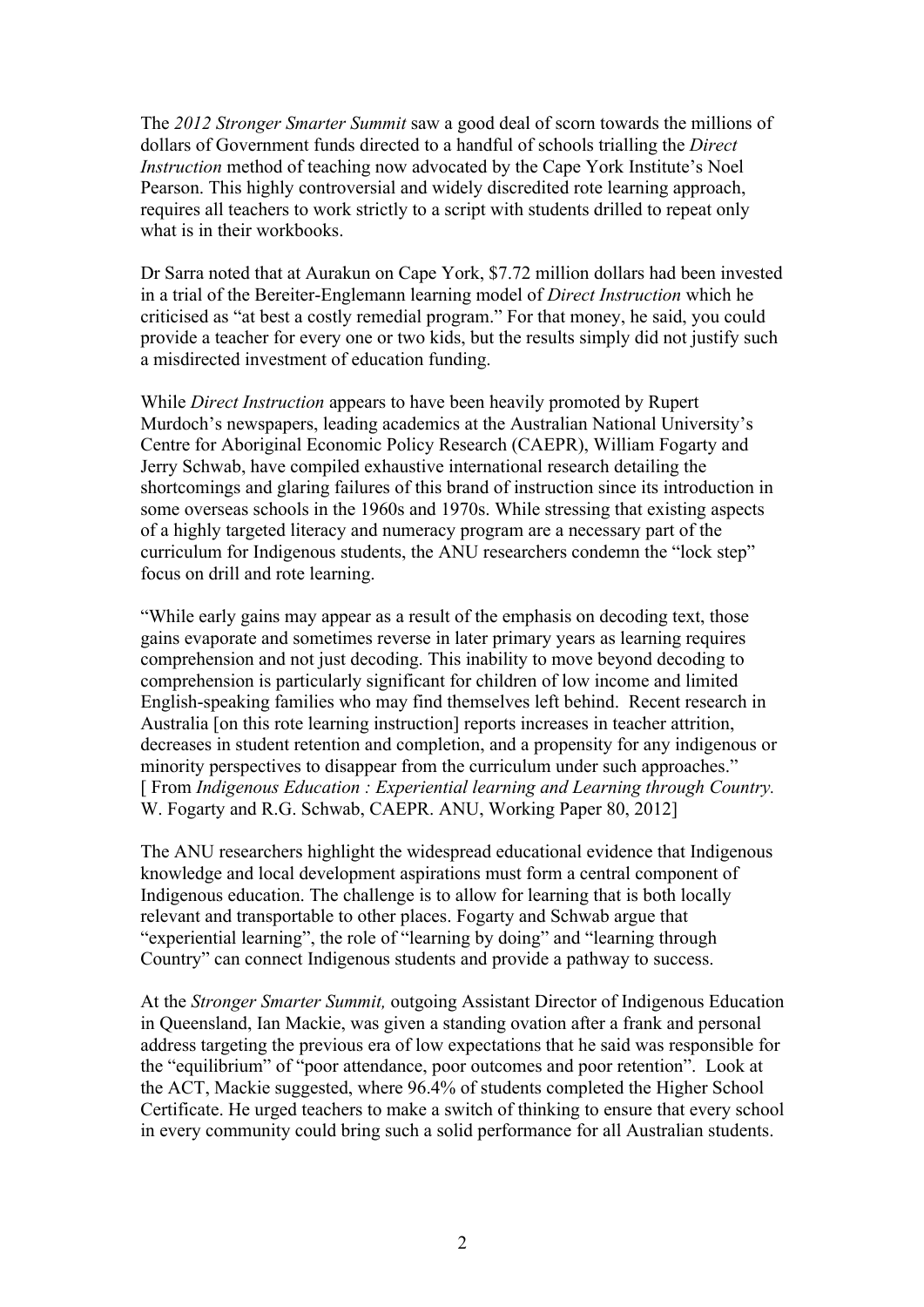The *2012 Stronger Smarter Summit* saw a good deal of scorn towards the millions of dollars of Government funds directed to a handful of schools trialling the *Direct Instruction* method of teaching now advocated by the Cape York Institute's Noel Pearson. This highly controversial and widely discredited rote learning approach, requires all teachers to work strictly to a script with students drilled to repeat only what is in their workbooks.

Dr Sarra noted that at Aurakun on Cape York, $7.72 million dollars had been invested in a trial of the Bereiter-Englemann learning model of *Direct Instruction* which he criticised as "at best a costly remedial program." For that money, he said, you could provide a teacher for every one or two kids, but the results simply did not justify such a misdirected investment of education funding.

While *Direct Instruction* appears to have been heavily promoted by Rupert Murdoch's newspapers, leading academics at the Australian National University's Centre for Aboriginal Economic Policy Research (CAEPR), William Fogarty and Jerry Schwab, have compiled exhaustive international research detailing the shortcomings and glaring failures of this brand of instruction since its introduction in some overseas schools in the 1960s and 1970s. While stressing that existing aspects of a highly targeted literacy and numeracy program are a necessary part of the curriculum for Indigenous students, the ANU researchers condemn the "lock step" focus on drill and rote learning.

"While early gains may appear as a result of the emphasis on decoding text, those gains evaporate and sometimes reverse in later primary years as learning requires comprehension and not just decoding. This inability to move beyond decoding to comprehension is particularly significant for children of low income and limited English-speaking families who may find themselves left behind. Recent research in Australia [on this rote learning instruction] reports increases in teacher attrition, decreases in student retention and completion, and a propensity for any indigenous or minority perspectives to disappear from the curriculum under such approaches." [ From *Indigenous Education : Experiential learning and Learning through Country.* W. Fogarty and R.G. Schwab, CAEPR. ANU, Working Paper 80, 2012]

The ANU researchers highlight the widespread educational evidence that Indigenous knowledge and local development aspirations must form a central component of Indigenous education. The challenge is to allow for learning that is both locally relevant and transportable to other places. Fogarty and Schwab argue that "experiential learning", the role of "learning by doing" and "learning through Country" can connect Indigenous students and provide a pathway to success.

At the *Stronger Smarter Summit,* outgoing Assistant Director of Indigenous Education in Queensland, Ian Mackie, was given a standing ovation after a frank and personal address targeting the previous era of low expectations that he said was responsible for the "equilibrium" of "poor attendance, poor outcomes and poor retention". Look at the ACT, Mackie suggested, where 96.4% of students completed the Higher School Certificate. He urged teachers to make a switch of thinking to ensure that every school in every community could bring such a solid performance for all Australian students.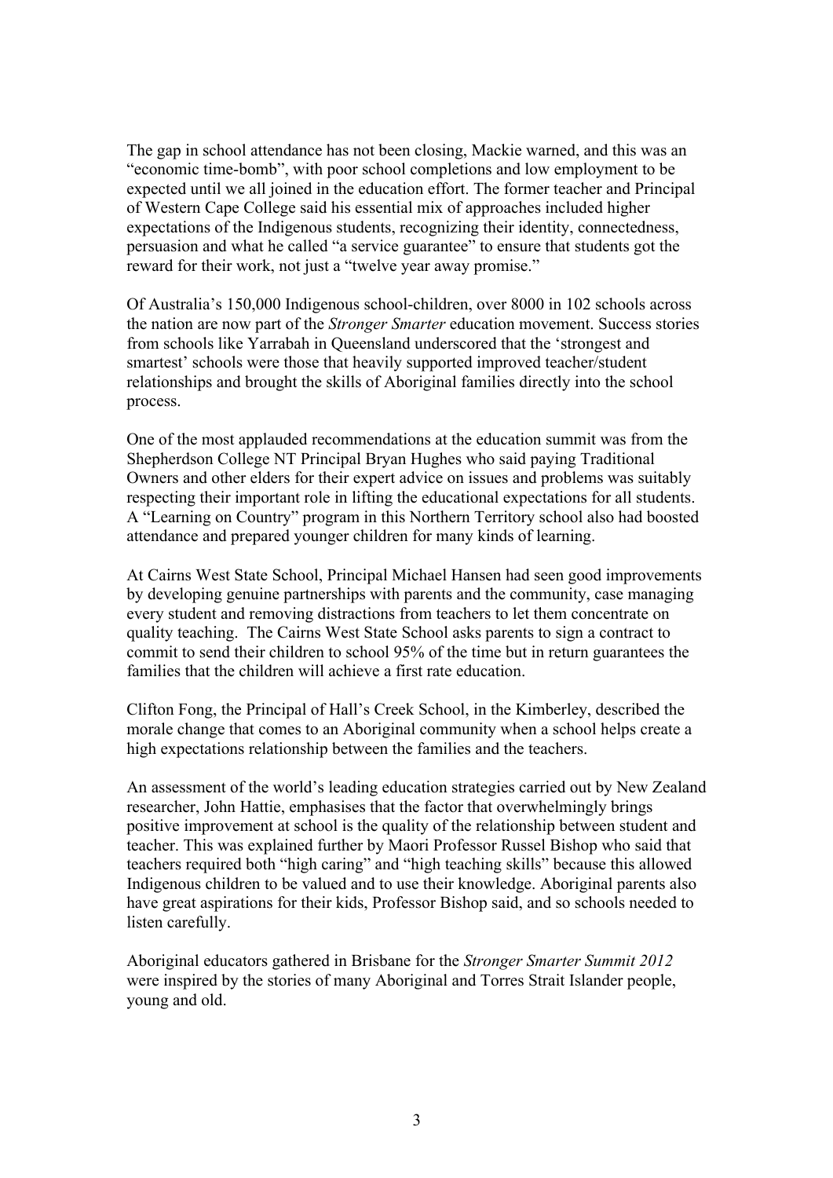The gap in school attendance has not been closing, Mackie warned, and this was an "economic time-bomb", with poor school completions and low employment to be expected until we all joined in the education effort. The former teacher and Principal of Western Cape College said his essential mix of approaches included higher expectations of the Indigenous students, recognizing their identity, connectedness, persuasion and what he called "a service guarantee" to ensure that students got the reward for their work, not just a "twelve year away promise."

Of Australia's 150,000 Indigenous school-children, over 8000 in 102 schools across the nation are now part of the *Stronger Smarter* education movement. Success stories from schools like Yarrabah in Queensland underscored that the 'strongest and smartest' schools were those that heavily supported improved teacher/student relationships and brought the skills of Aboriginal families directly into the school process.

One of the most applauded recommendations at the education summit was from the Shepherdson College NT Principal Bryan Hughes who said paying Traditional Owners and other elders for their expert advice on issues and problems was suitably respecting their important role in lifting the educational expectations for all students. A "Learning on Country" program in this Northern Territory school also had boosted attendance and prepared younger children for many kinds of learning.

At Cairns West State School, Principal Michael Hansen had seen good improvements by developing genuine partnerships with parents and the community, case managing every student and removing distractions from teachers to let them concentrate on quality teaching. The Cairns West State School asks parents to sign a contract to commit to send their children to school 95% of the time but in return guarantees the families that the children will achieve a first rate education.

Clifton Fong, the Principal of Hall's Creek School, in the Kimberley, described the morale change that comes to an Aboriginal community when a school helps create a high expectations relationship between the families and the teachers.

An assessment of the world's leading education strategies carried out by New Zealand researcher, John Hattie, emphasises that the factor that overwhelmingly brings positive improvement at school is the quality of the relationship between student and teacher. This was explained further by Maori Professor Russel Bishop who said that teachers required both "high caring" and "high teaching skills" because this allowed Indigenous children to be valued and to use their knowledge. Aboriginal parents also have great aspirations for their kids, Professor Bishop said, and so schools needed to listen carefully.

Aboriginal educators gathered in Brisbane for the *Stronger Smarter Summit 2012* were inspired by the stories of many Aboriginal and Torres Strait Islander people, young and old.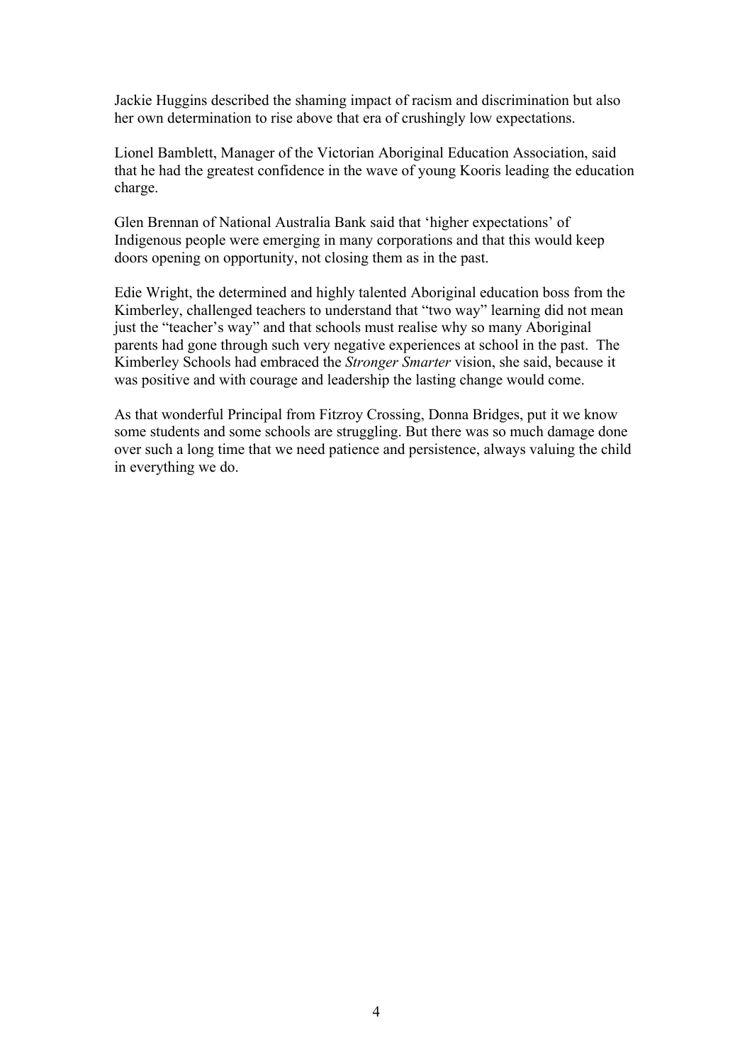Jackie Huggins described the shaming impact of racism and discrimination but also her own determination to rise above that era of crushingly low expectations.

Lionel Bamblett, Manager of the Victorian Aboriginal Education Association, said that he had the greatest confidence in the wave of young Kooris leading the education charge.

Glen Brennan of National Australia Bank said that 'higher expectations' of Indigenous people were emerging in many corporations and that this would keep doors opening on opportunity, not closing them as in the past.

Edie Wright, the determined and highly talented Aboriginal education boss from the Kimberley, challenged teachers to understand that "two way" learning did not mean just the "teacher's way" and that schools must realise why so many Aboriginal parents had gone through such very negative experiences at school in the past. The Kimberley Schools had embraced the *Stronger Smarter* vision, she said, because it was positive and with courage and leadership the lasting change would come.

As that wonderful Principal from Fitzroy Crossing, Donna Bridges, put it we know some students and some schools are struggling. But there was so much damage done over such a long time that we need patience and persistence, always valuing the child in everything we do.